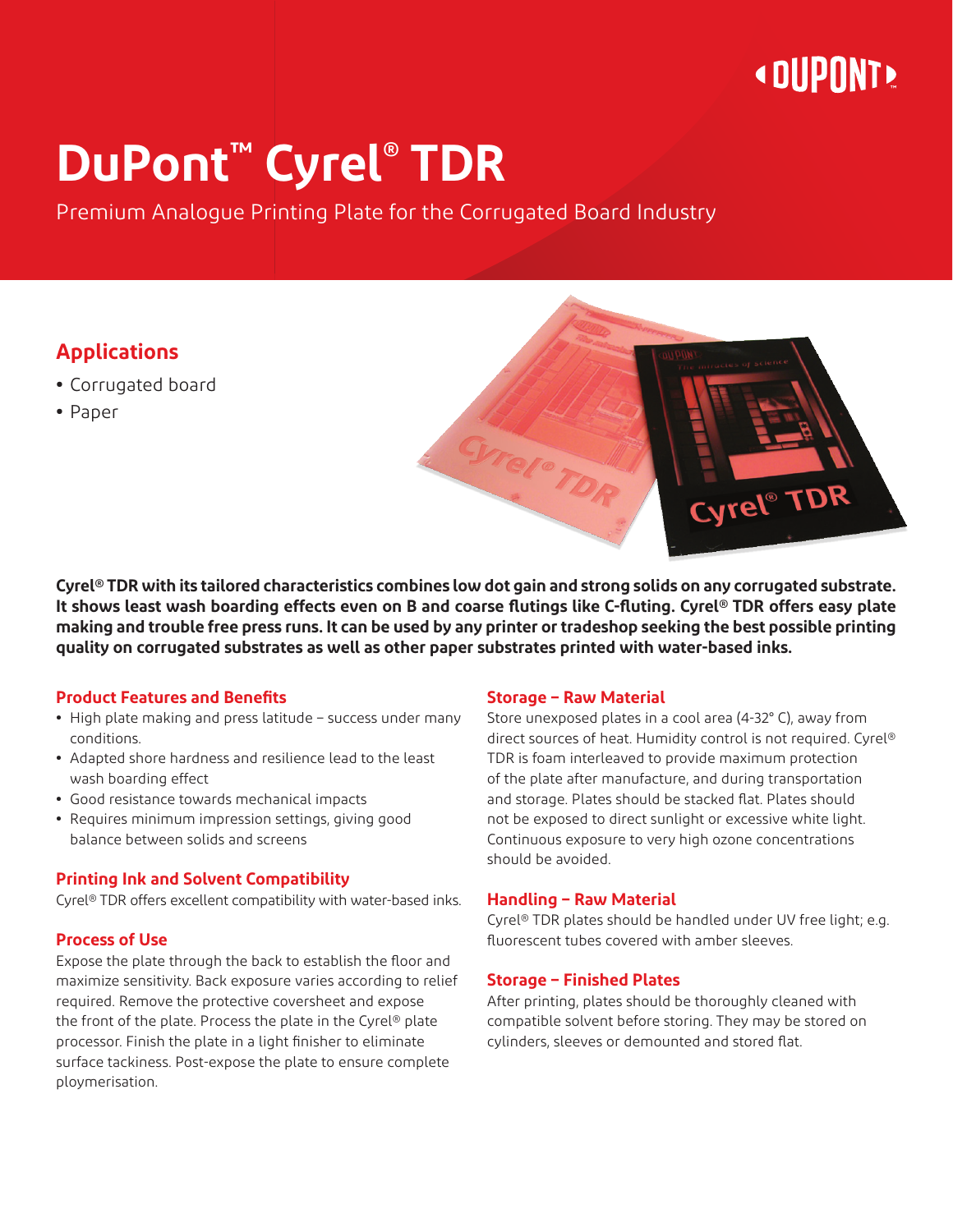# DuPont™ Cyrel® TDR

Premium Analogue Printing Plate for the Corrugated Board Industry

## Applications

- Corrugated board
- Paper

**Cyrel® TDR with its tailored characteristics combines low dot gain and strong solids on any corrugated substrate. It shows least wash boarding effects even on B and coarse flutings like C-fluting. Cyrel® TDR offers easy plate making and trouble free press runs. It can be used by any printer or tradeshop seeking the best possible printing quality on corrugated substrates as well as other paper substrates printed with water-based inks.**

### Product Features and Benefits

- High plate making and press latitude – success under many conditions.
- Adapted shore hardness and resilience lead to the least wash boarding effect
- Good resistance towards mechanical impacts
- Requires minimum impression settings, giving good balance between solids and screens

### Printing Ink and Solvent Compatibility

Cyrel® TDR offers excellent compatibility with water-based inks.

### Process of Use

Expose the plate through the back to establish the floor and maximize sensitivity. Back exposure varies according to relief required. Remove the protective coversheet and expose the front of the plate. Process the plate in the Cyrel® plate processor. Finish the plate in a light finisher to eliminate surface tackiness. Post-expose the plate to ensure complete ploymerisation.

### Storage – Raw Material

Store unexposed plates in a cool area (4-32° C), away from direct sources of heat. Humidity control is not required. Cyrel® TDR is foam interleaved to provide maximum protection of the plate after manufacture, and during transportation and storage. Plates should be stacked flat. Plates should not be exposed to direct sunlight or excessive white light. Continuous exposure to very high ozone concentrations should be avoided.

### Handling – Raw Material

Cyrel® TDR plates should be handled under UV free light; e.g. fluorescent tubes covered with amber sleeves.

### Storage – Finished Plates

After printing, plates should be thoroughly cleaned with compatible solvent before storing. They may be stored on cylinders, sleeves or demounted and stored flat.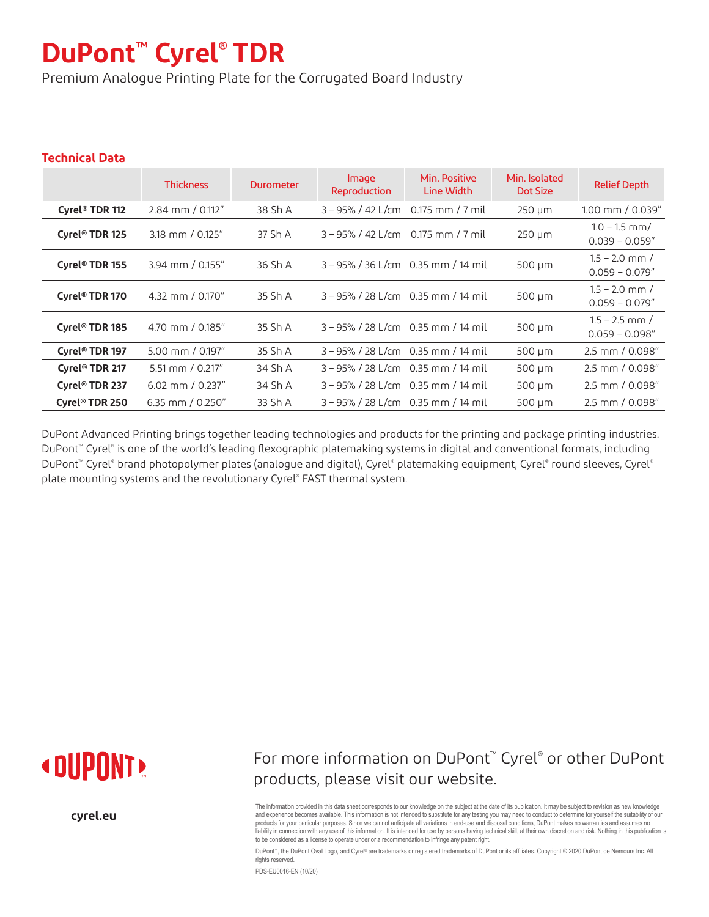# DuPont™ Cyrel® TDR

Premium Analogue Printing Plate for the Corrugated Board Industry

## Technical Data

| | Thickness | Durometer | Image Reproduction | Min. Positive Line Width | Min. Isolated Dot Size | Relief Depth |
|---|---|---|---|---|---|---|
| **Cyrel® TDR 112** | 2.84 mm / 0.112" | 38 Sh A | 3 – 95% / 42 L/cm | 0.175 mm / 7 mil | 250 µm | 1.00 mm / 0.039" |
| **Cyrel® TDR 125** | 3.18 mm / 0.125" | 37 Sh A | 3 – 95% / 42 L/cm | 0.175 mm / 7 mil | 250 µm | 1.0 – 1.5 mm/ 0.039 – 0.059" |
| **Cyrel® TDR 155** | 3.94 mm / 0.155" | 36 Sh A | 3 – 95% / 36 L/cm | 0.35 mm / 14 mil | 500 µm | 1.5 – 2.0 mm / 0.059 – 0.079" |
| **Cyrel® TDR 170** | 4.32 mm / 0.170" | 35 Sh A | 3 – 95% / 28 L/cm | 0.35 mm / 14 mil | 500 µm | 1.5 – 2.0 mm / 0.059 – 0.079" |
| **Cyrel® TDR 185** | 4.70 mm / 0.185" | 35 Sh A | 3 – 95% / 28 L/cm | 0.35 mm / 14 mil | 500 µm | 1.5 – 2.5 mm / 0.059 – 0.098" |
| **Cyrel® TDR 197** | 5.00 mm / 0.197" | 35 Sh A | 3 – 95% / 28 L/cm | 0.35 mm / 14 mil | 500 µm | 2.5 mm / 0.098" |
| **Cyrel® TDR 217** | 5.51 mm / 0.217" | 34 Sh A | 3 – 95% / 28 L/cm | 0.35 mm / 14 mil | 500 µm | 2.5 mm / 0.098" |
| **Cyrel® TDR 237** | 6.02 mm / 0.237" | 34 Sh A | 3 – 95% / 28 L/cm | 0.35 mm / 14 mil | 500 µm | 2.5 mm / 0.098" |
| **Cyrel® TDR 250** | 6.35 mm / 0.250" | 33 Sh A | 3 – 95% / 28 L/cm | 0.35 mm / 14 mil | 500 µm | 2.5 mm / 0.098" |

DuPont Advanced Printing brings together leading technologies and products for the printing and package printing industries. DuPont™ Cyrel® is one of the world's leading flexographic platemaking systems in digital and conventional formats, including DuPont™ Cyrel® brand photopolymer plates (analogue and digital), Cyrel® platemaking equipment, Cyrel® round sleeves, Cyrel® plate mounting systems and the revolutionary Cyrel® FAST thermal system.

DUPONT™

cyrel.eu

For more information on DuPont™ Cyrel® or other DuPont products, please visit our website.

The information provided in this data sheet corresponds to our knowledge on the subject at the date of its publication. It may be subject to revision as new knowledge and experience becomes available. This information is not intended to substitute for any testing you may need to conduct to determine for yourself the suitability of our products for your particular purposes. Since we cannot anticipate all variations in end-use and disposal conditions, DuPont makes no warranties and assumes no liability in connection with any use of this information. It is intended for use by persons having technical skill, at their own discretion and risk. Nothing in this publication is to be considered as a license to operate under or a recommendation to infringe any patent right.

DuPont™, the DuPont Oval Logo, and Cyrel® are trademarks or registered trademarks of DuPont or its affiliates. Copyright © 2020 DuPont de Nemours Inc. All rights reserved.

PDS-EU0016-EN (10/20)